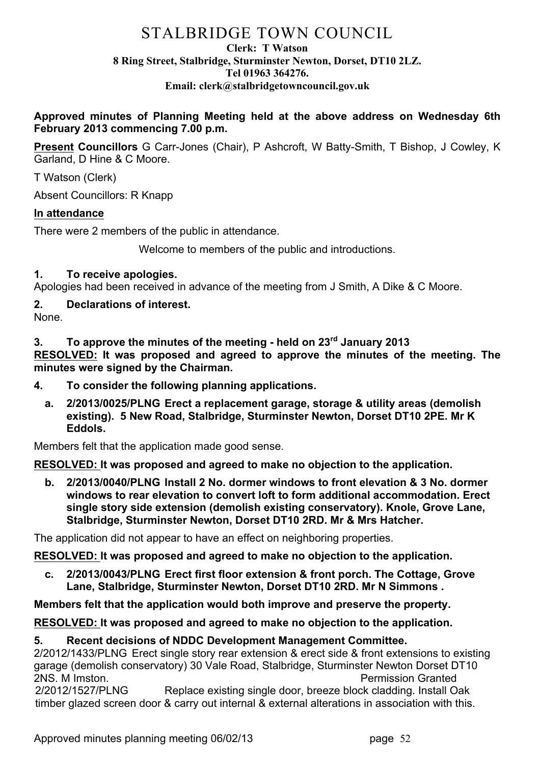# STALBRIDGE TOWN COUNCIL

**Clerk: T Watson**
**8 Ring Street, Stalbridge, Sturminster Newton, Dorset, DT10 2LZ.**
**Tel 01963 364276.**
**Email: clerk@stalbridgetowncouncil.gov.uk**

**Approved minutes of Planning Meeting held at the above address on Wednesday 6th February 2013 commencing 7.00 p.m.**

**Present Councillors** G Carr-Jones (Chair), P Ashcroft, W Batty-Smith, T Bishop, J Cowley, K Garland, D Hine & C Moore.

T Watson (Clerk)

Absent Councillors: R Knapp

**In attendance**

There were 2 members of the public in attendance.

Welcome to members of the public and introductions.

**1. To receive apologies.**

Apologies had been received in advance of the meeting from J Smith, A Dike & C Moore.

**2. Declarations of interest.**

None.

**3. To approve the minutes of the meeting - held on 23rd January 2013**

**RESOLVED: It was proposed and agreed to approve the minutes of the meeting. The minutes were signed by the Chairman.**

**4. To consider the following planning applications.**

**a. 2/2013/0025/PLNG Erect a replacement garage, storage & utility areas (demolish existing). 5 New Road, Stalbridge, Sturminster Newton, Dorset DT10 2PE. Mr K Eddols.**

Members felt that the application made good sense.

**RESOLVED: It was proposed and agreed to make no objection to the application.**

**b. 2/2013/0040/PLNG Install 2 No. dormer windows to front elevation & 3 No. dormer windows to rear elevation to convert loft to form additional accommodation. Erect single story side extension (demolish existing conservatory). Knole, Grove Lane, Stalbridge, Sturminster Newton, Dorset DT10 2RD. Mr & Mrs Hatcher.**

The application did not appear to have an effect on neighboring properties.

**RESOLVED: It was proposed and agreed to make no objection to the application.**

**c. 2/2013/0043/PLNG Erect first floor extension & front porch. The Cottage, Grove Lane, Stalbridge, Sturminster Newton, Dorset DT10 2RD. Mr N Simmons .**

**Members felt that the application would both improve and preserve the property.**

**RESOLVED: It was proposed and agreed to make no objection to the application.**

**5. Recent decisions of NDDC Development Management Committee.**

2/2012/1433/PLNG Erect single story rear extension & erect side & front extensions to existing garage (demolish conservatory) 30 Vale Road, Stalbridge, Sturminster Newton Dorset DT10 2NS. M Imston. Permission Granted

2/2012/1527/PLNG Replace existing single door, breeze block cladding. Install Oak timber glazed screen door & carry out internal & external alterations in association with this.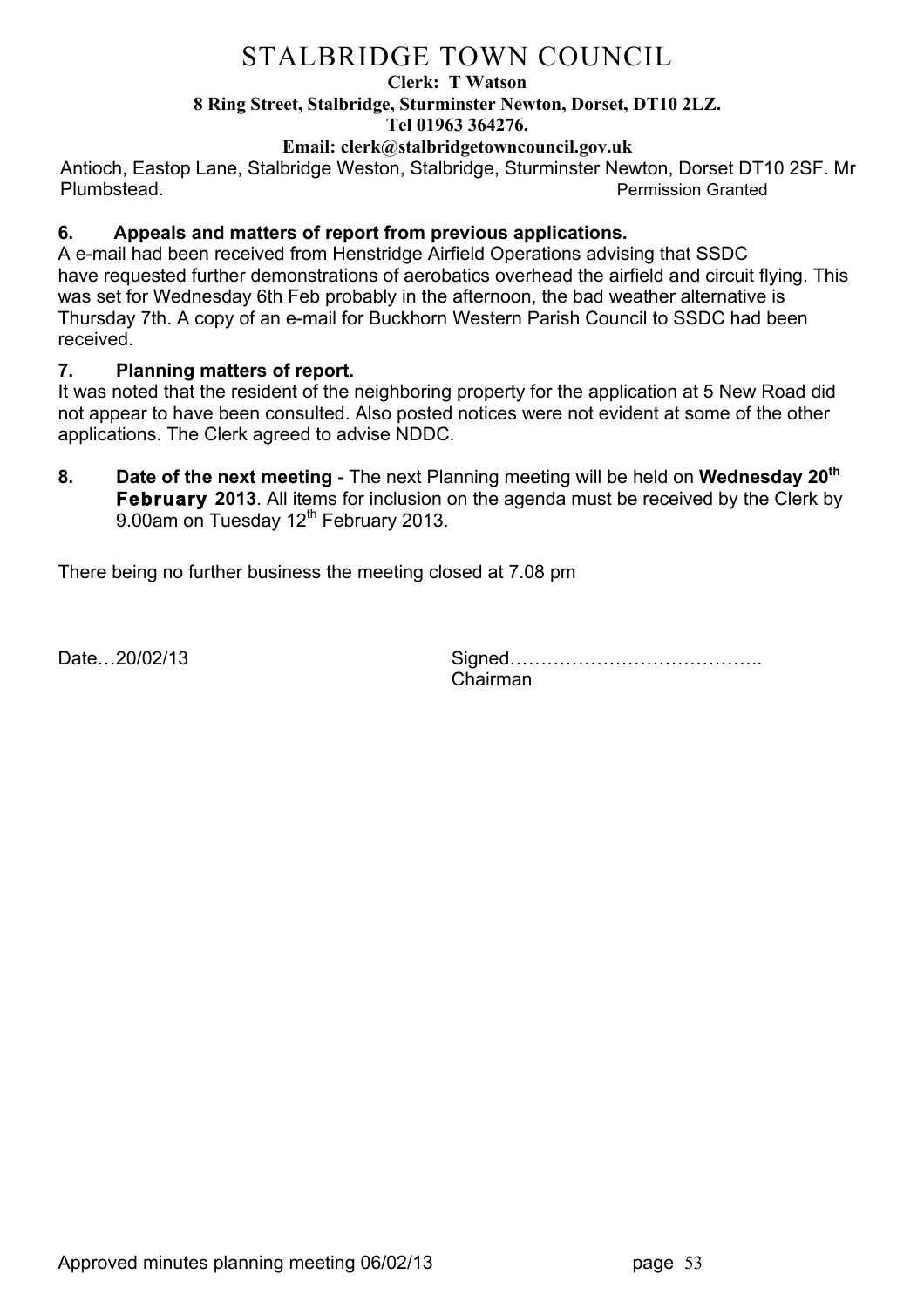# STALBRIDGE TOWN COUNCIL

**Clerk: T Watson**
**8 Ring Street, Stalbridge, Sturminster Newton, Dorset, DT10 2LZ.**
**Tel 01963 364276.**
**Email: clerk@stalbridgetowncouncil.gov.uk**

Antioch, Eastop Lane, Stalbridge Weston, Stalbridge, Sturminster Newton, Dorset DT10 2SF. Mr Plumbstead. Permission Granted

**6. Appeals and matters of report from previous applications.**

A e-mail had been received from Henstridge Airfield Operations advising that SSDC have requested further demonstrations of aerobatics overhead the airfield and circuit flying. This was set for Wednesday 6th Feb probably in the afternoon, the bad weather alternative is Thursday 7th. A copy of an e-mail for Buckhorn Western Parish Council to SSDC had been received.

**7. Planning matters of report.**

It was noted that the resident of the neighboring property for the application at 5 New Road did not appear to have been consulted. Also posted notices were not evident at some of the other applications. The Clerk agreed to advise NDDC.

**8. Date of the next meeting** - The next Planning meeting will be held on **Wednesday 20th February 2013**. All items for inclusion on the agenda must be received by the Clerk by 9.00am on Tuesday 12th February 2013.

There being no further business the meeting closed at 7.08 pm

Date…20/02/13

Signed…………………………………..
Chairman

Approved minutes planning meeting 06/02/13